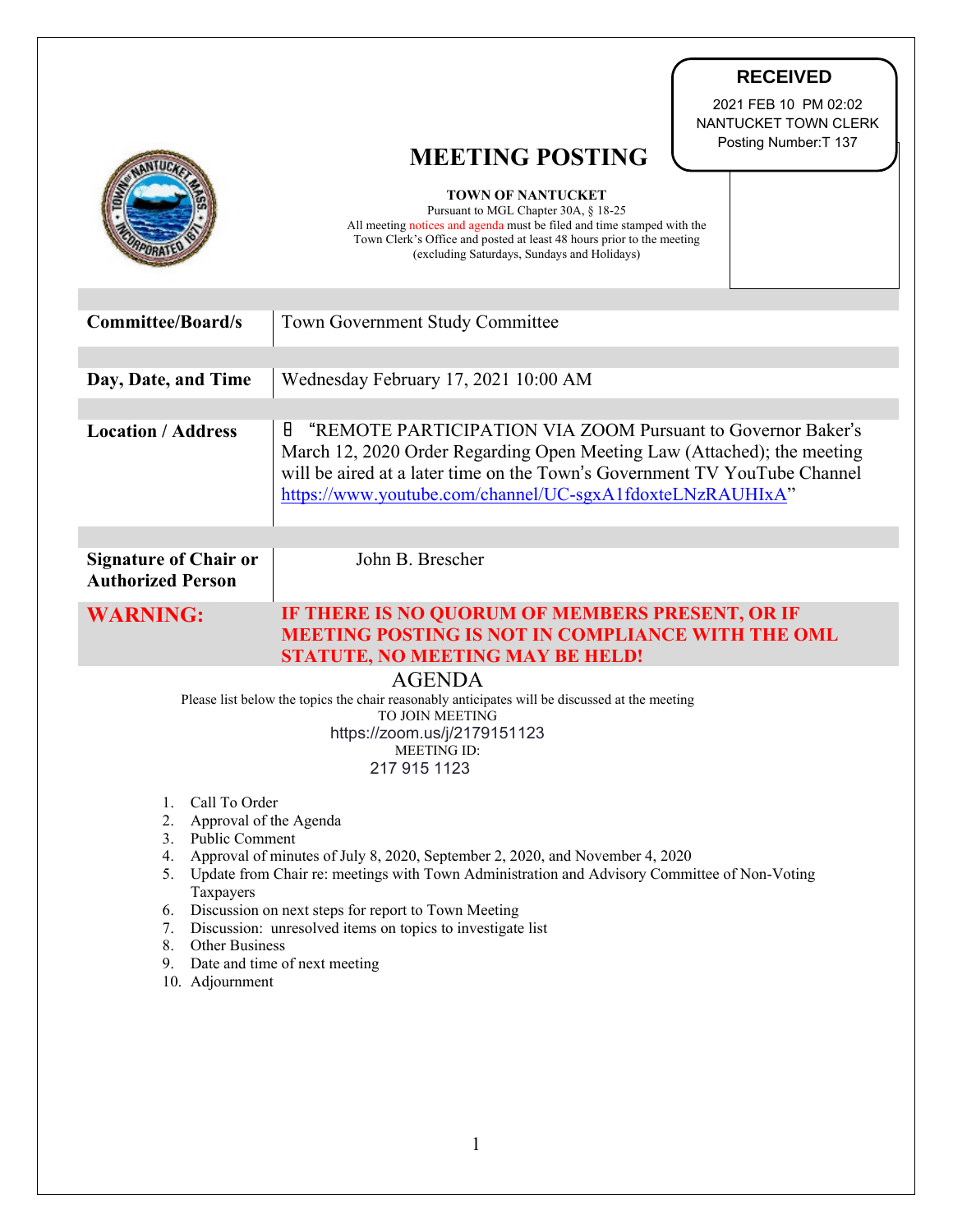RECEIVED

2021 FEB 10 PM 02:02
NANTUCKET TOWN CLERK
Posting Number:T 137

# MEETING POSTING

**TOWN OF NANTUCKET**
Pursuant to MGL Chapter 30A, § 18-25
All meeting notices and agenda must be filed and time stamped with the Town Clerk's Office and posted at least 48 hours prior to the meeting (excluding Saturdays, Sundays and Holidays)

| | |
|---|---|
| **Committee/Board/s** | Town Government Study Committee |
| **Day, Date, and Time** | Wednesday February 17, 2021 10:00 AM |
| **Location / Address** | "REMOTE PARTICIPATION VIA ZOOM Pursuant to Governor Baker's March 12, 2020 Order Regarding Open Meeting Law (Attached); the meeting will be aired at a later time on the Town's Government TV YouTube Channel https://www.youtube.com/channel/UC-sgxA1fdoxteLNzRAUHIxA" |
| **Signature of Chair or Authorized Person** | John B. Brescher |
| **WARNING:** | **IF THERE IS NO QUORUM OF MEMBERS PRESENT, OR IF MEETING POSTING IS NOT IN COMPLIANCE WITH THE OML STATUTE, NO MEETING MAY BE HELD!** |

## AGENDA

Please list below the topics the chair reasonably anticipates will be discussed at the meeting

TO JOIN MEETING
https://zoom.us/j/2179151123
MEETING ID:
217 915 1123

1. Call To Order
2. Approval of the Agenda
3. Public Comment
4. Approval of minutes of July 8, 2020, September 2, 2020, and November 4, 2020
5. Update from Chair re: meetings with Town Administration and Advisory Committee of Non-Voting Taxpayers
6. Discussion on next steps for report to Town Meeting
7. Discussion: unresolved items on topics to investigate list
8. Other Business
9. Date and time of next meeting
10. Adjournment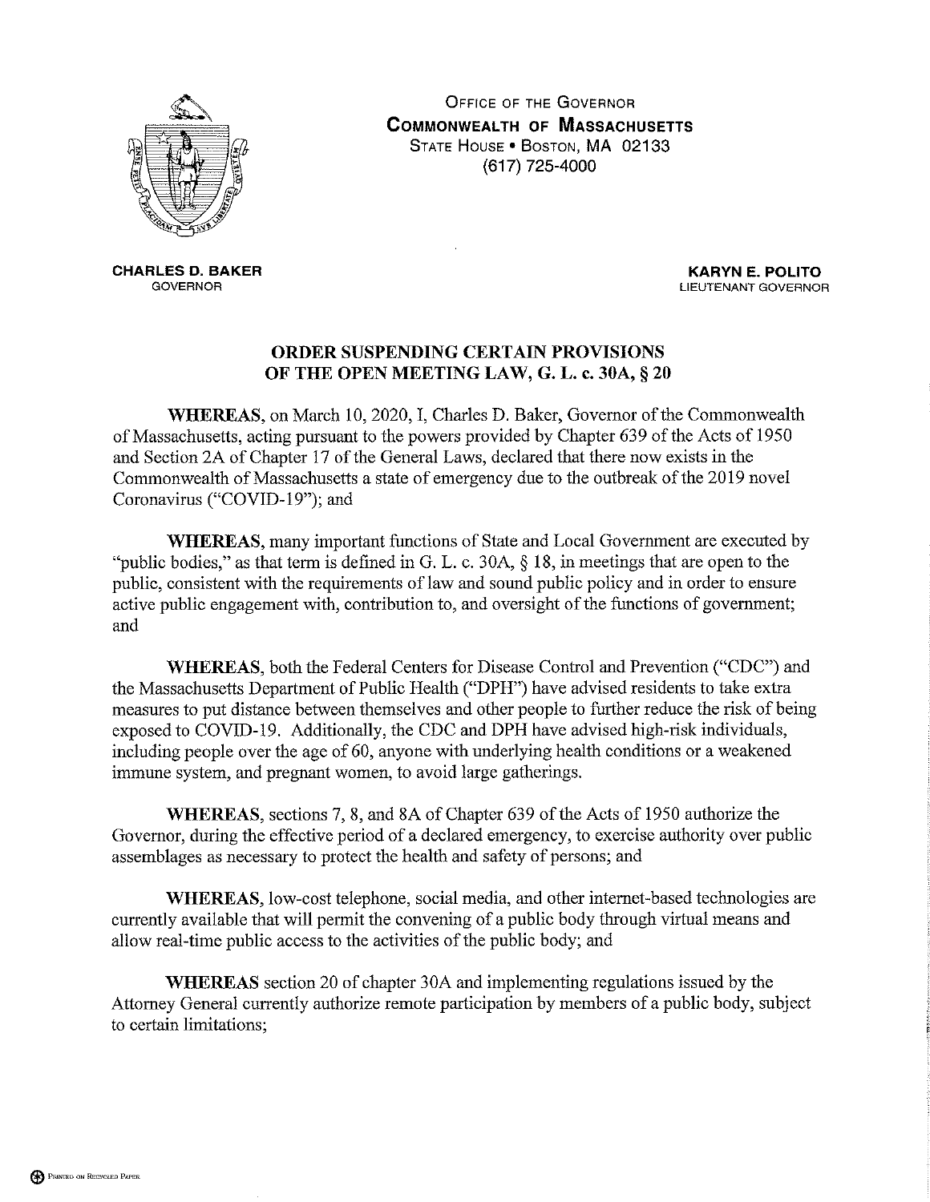OFFICE OF THE GOVERNOR
**COMMONWEALTH OF MASSACHUSETTS**
STATE HOUSE • BOSTON, MA 02133
(617) 725-4000

**CHARLES D. BAKER**
GOVERNOR

**KARYN E. POLITO**
LIEUTENANT GOVERNOR

## ORDER SUSPENDING CERTAIN PROVISIONS OF THE OPEN MEETING LAW, G. L. c. 30A, § 20

**WHEREAS**, on March 10, 2020, I, Charles D. Baker, Governor of the Commonwealth of Massachusetts, acting pursuant to the powers provided by Chapter 639 of the Acts of 1950 and Section 2A of Chapter 17 of the General Laws, declared that there now exists in the Commonwealth of Massachusetts a state of emergency due to the outbreak of the 2019 novel Coronavirus ("COVID-19"); and

**WHEREAS**, many important functions of State and Local Government are executed by "public bodies," as that term is defined in G. L. c. 30A, § 18, in meetings that are open to the public, consistent with the requirements of law and sound public policy and in order to ensure active public engagement with, contribution to, and oversight of the functions of government; and

**WHEREAS**, both the Federal Centers for Disease Control and Prevention ("CDC") and the Massachusetts Department of Public Health ("DPH") have advised residents to take extra measures to put distance between themselves and other people to further reduce the risk of being exposed to COVID-19. Additionally, the CDC and DPH have advised high-risk individuals, including people over the age of 60, anyone with underlying health conditions or a weakened immune system, and pregnant women, to avoid large gatherings.

**WHEREAS**, sections 7, 8, and 8A of Chapter 639 of the Acts of 1950 authorize the Governor, during the effective period of a declared emergency, to exercise authority over public assemblages as necessary to protect the health and safety of persons; and

**WHEREAS**, low-cost telephone, social media, and other internet-based technologies are currently available that will permit the convening of a public body through virtual means and allow real-time public access to the activities of the public body; and

**WHEREAS** section 20 of chapter 30A and implementing regulations issued by the Attorney General currently authorize remote participation by members of a public body, subject to certain limitations;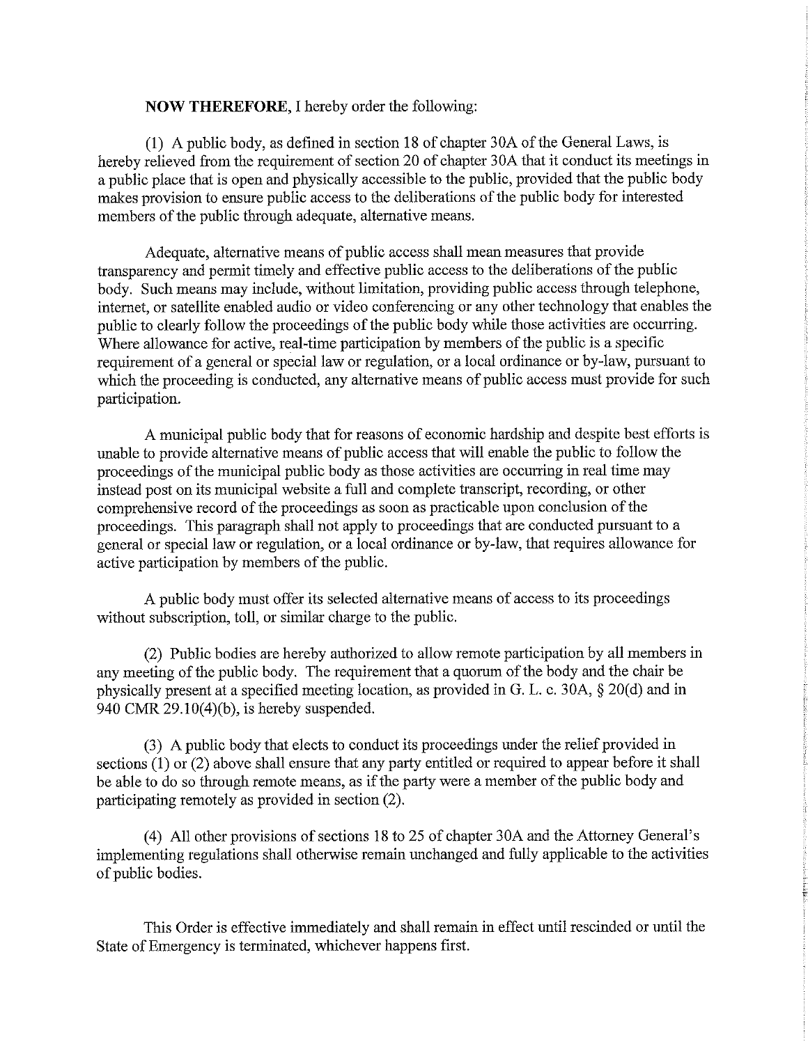**NOW THEREFORE**, I hereby order the following:

(1) A public body, as defined in section 18 of chapter 30A of the General Laws, is hereby relieved from the requirement of section 20 of chapter 30A that it conduct its meetings in a public place that is open and physically accessible to the public, provided that the public body makes provision to ensure public access to the deliberations of the public body for interested members of the public through adequate, alternative means.

Adequate, alternative means of public access shall mean measures that provide transparency and permit timely and effective public access to the deliberations of the public body. Such means may include, without limitation, providing public access through telephone, internet, or satellite enabled audio or video conferencing or any other technology that enables the public to clearly follow the proceedings of the public body while those activities are occurring. Where allowance for active, real-time participation by members of the public is a specific requirement of a general or special law or regulation, or a local ordinance or by-law, pursuant to which the proceeding is conducted, any alternative means of public access must provide for such participation.

A municipal public body that for reasons of economic hardship and despite best efforts is unable to provide alternative means of public access that will enable the public to follow the proceedings of the municipal public body as those activities are occurring in real time may instead post on its municipal website a full and complete transcript, recording, or other comprehensive record of the proceedings as soon as practicable upon conclusion of the proceedings. This paragraph shall not apply to proceedings that are conducted pursuant to a general or special law or regulation, or a local ordinance or by-law, that requires allowance for active participation by members of the public.

A public body must offer its selected alternative means of access to its proceedings without subscription, toll, or similar charge to the public.

(2) Public bodies are hereby authorized to allow remote participation by all members in any meeting of the public body. The requirement that a quorum of the body and the chair be physically present at a specified meeting location, as provided in G. L. c. 30A, § 20(d) and in 940 CMR 29.10(4)(b), is hereby suspended.

(3) A public body that elects to conduct its proceedings under the relief provided in sections (1) or (2) above shall ensure that any party entitled or required to appear before it shall be able to do so through remote means, as if the party were a member of the public body and participating remotely as provided in section (2).

(4) All other provisions of sections 18 to 25 of chapter 30A and the Attorney General's implementing regulations shall otherwise remain unchanged and fully applicable to the activities of public bodies.

This Order is effective immediately and shall remain in effect until rescinded or until the State of Emergency is terminated, whichever happens first.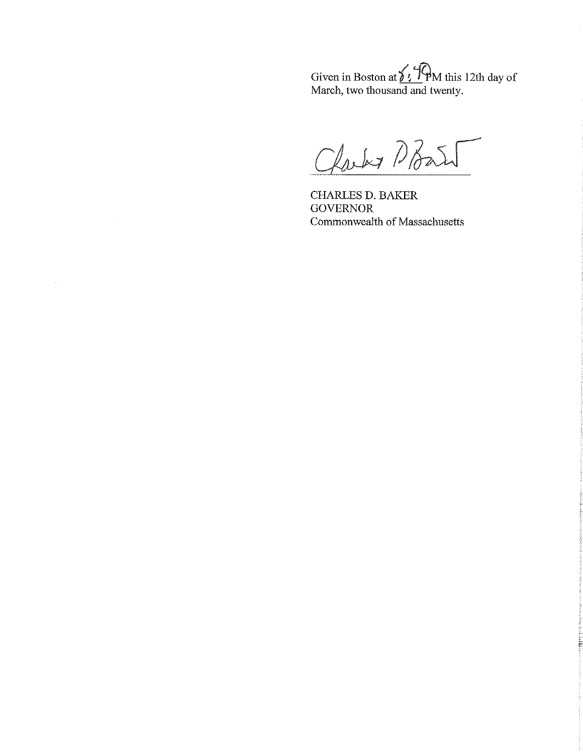Given in Boston at 5:40 PM this 12th day of March, two thousand and twenty.

CHARLES D. BAKER
GOVERNOR
Commonwealth of Massachusetts